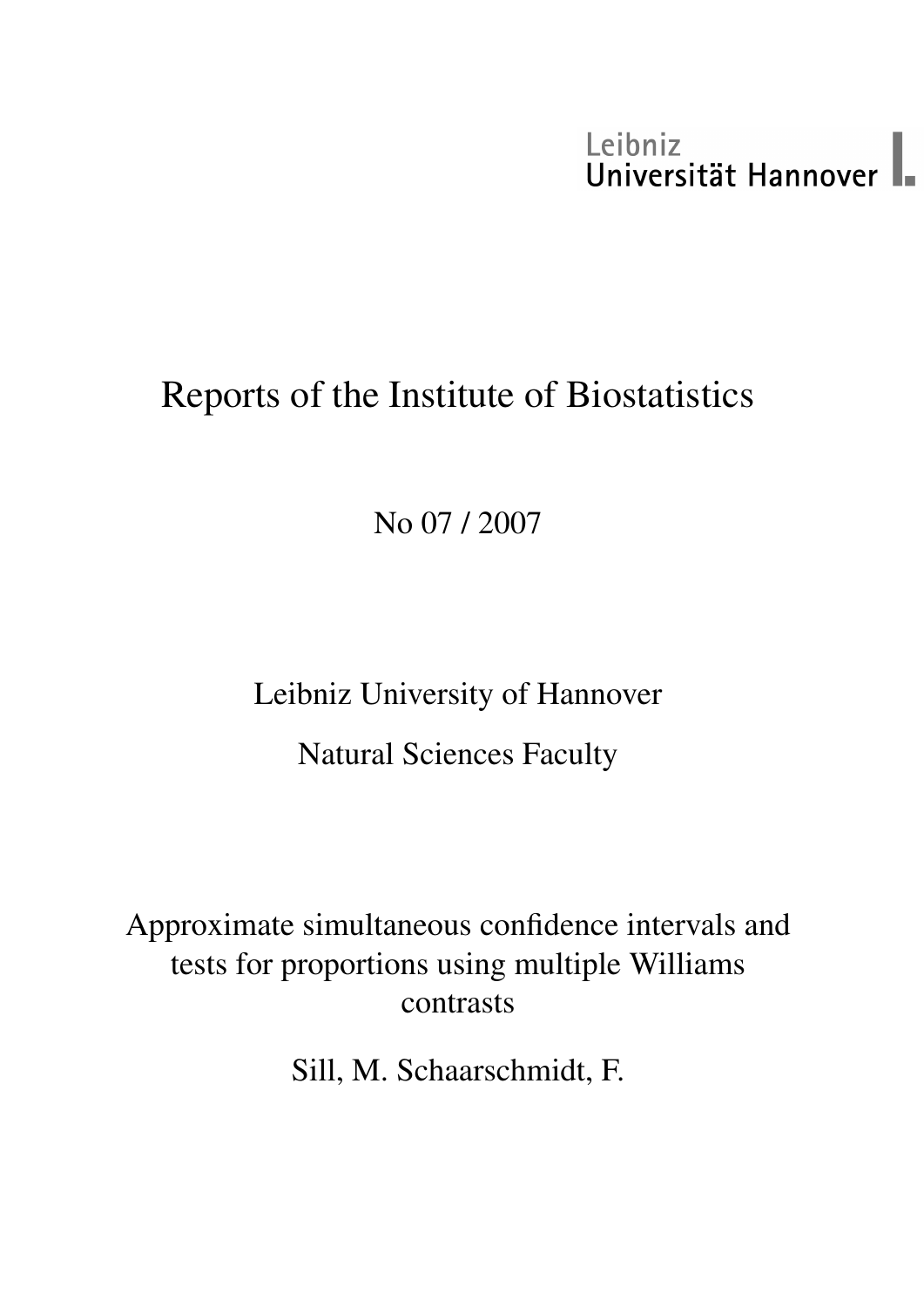Leibniz Universität Hannover

# Reports of the Institute of Biostatistics

No 07 / 2007

Leibniz University of Hannover

Natural Sciences Faculty

## Approximate simultaneous confidence intervals and tests for proportions using multiple Williams contrasts

Sill, M. Schaarschmidt, F.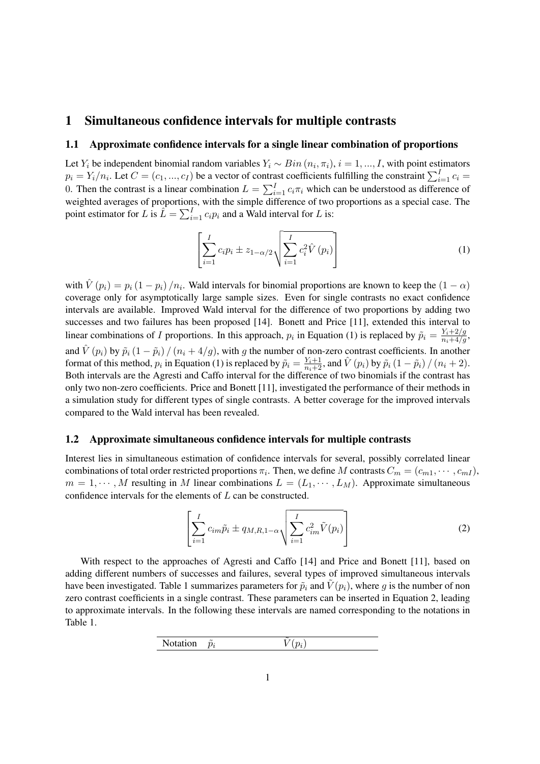# 1 Simultaneous confidence intervals for multiple contrasts

## 1.1 Approximate confidence intervals for a single linear combination of proportions

Let $Y_i$ be independent binomial random variables $Y_i \sim Bin(n_i, \pi_i)$, $i = 1, ..., I$, with point estimators $p_i = Y_i/n_i$. Let $C = (c_1, ..., c_I)$ be a vector of contrast coefficients fulfilling the constraint $\sum_{i=1}^{I} c_i = 0$. Then the contrast is a linear combination $L = \sum_{i=1}^{I} c_i \pi_i$ which can be understood as difference of weighted averages of proportions, with the simple difference of two proportions as a special case. The point estimator for $L$ is $\hat{L} = \sum_{i=1}^{I} c_i p_i$ and a Wald interval for $L$ is:

$$\left[ \sum_{i=1}^{I} c_i p_i \pm z_{1-\alpha/2} \sqrt{\sum_{i=1}^{I} c_i^2 \hat{V}(p_i)} \right] \tag{1}$$

with $\hat{V}(p_i) = p_i(1-p_i)/n_i$. Wald intervals for binomial proportions are known to keep the $(1-\alpha)$ coverage only for asymptotically large sample sizes. Even for single contrasts no exact confidence intervals are available. Improved Wald interval for the difference of two proportions by adding two successes and two failures has been proposed [14]. Bonett and Price [11], extended this interval to linear combinations of $I$ proportions. In this approach, $p_i$ in Equation (1) is replaced by $\tilde{p}_i = \frac{Y_i + 2/g}{n_i + 4/g}$, and $\hat{V}(p_i)$ by $\tilde{p}_i(1-\tilde{p}_i)/(n_i + 4/g)$, with $g$ the number of non-zero contrast coefficients. In another format of this method, $p_i$ in Equation (1) is replaced by $\tilde{p}_i = \frac{Y_i + 1}{n_i + 2}$, and $\hat{V}(p_i)$ by $\tilde{p}_i(1-\tilde{p}_i)/(n_i + 2)$. Both intervals are the Agresti and Caffo interval for the difference of two binomials if the contrast has only two non-zero coefficients. Price and Bonett [11], investigated the performance of their methods in a simulation study for different types of single contrasts. A better coverage for the improved intervals compared to the Wald interval has been revealed.

## 1.2 Approximate simultaneous confidence intervals for multiple contrasts

Interest lies in simultaneous estimation of confidence intervals for several, possibly correlated linear combinations of total order restricted proportions $\pi_i$. Then, we define $M$ contrasts $C_m = (c_{m1}, \cdots, c_{mI})$, $m = 1, \cdots, M$ resulting in $M$ linear combinations $L = (L_1, \cdots, L_M)$. Approximate simultaneous confidence intervals for the elements of $L$ can be constructed.

$$\left[ \sum_{i=1}^{I} c_{im} \tilde{p}_i \pm q_{M,R,1-\alpha} \sqrt{\sum_{i=1}^{I} c_{im}^2 \tilde{V}(p_i)} \right] \tag{2}$$

With respect to the approaches of Agresti and Caffo [14] and Price and Bonett [11], based on adding different numbers of successes and failures, several types of improved simultaneous intervals have been investigated. Table 1 summarizes parameters for $\tilde{p}_i$ and $\tilde{V}(p_i)$, where $g$ is the number of non zero contrast coefficients in a single contrast. These parameters can be inserted in Equation 2, leading to approximate intervals. In the following these intervals are named corresponding to the notations in Table 1.

| Notation | $\tilde{p}_i$ | $\tilde{V}(p_i)$ |
|---|---|---|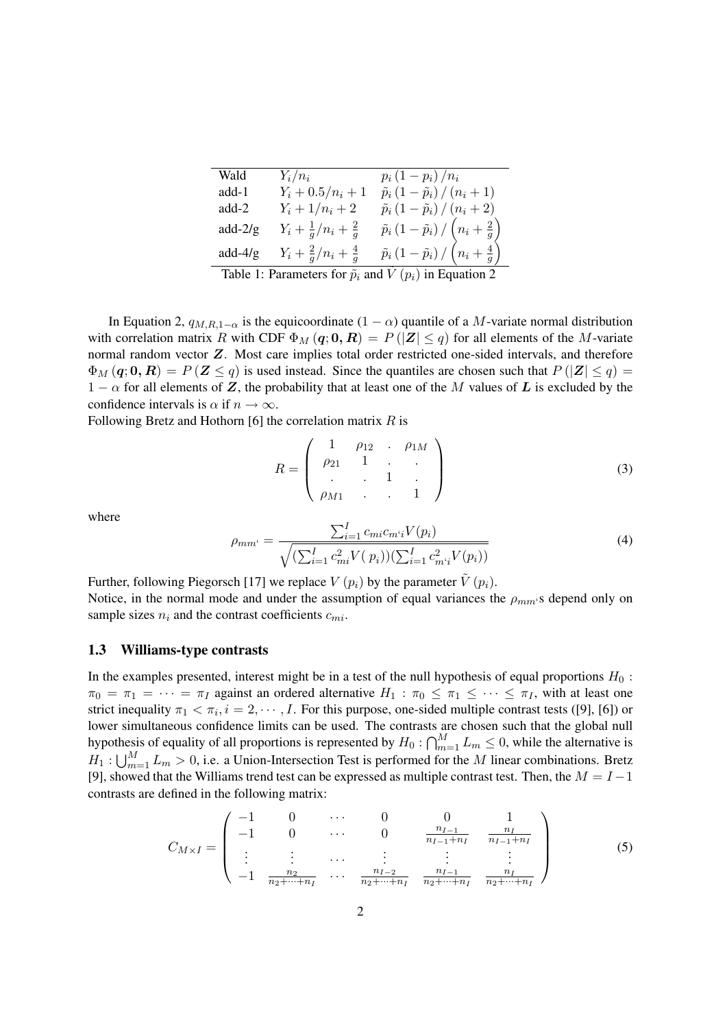| Wald | $Y_i/n_i$ | $p_i\left(1-p_i\right)/n_i$ |
|---|---|---|
| add-1 | $Y_i + 0.5/n_i + 1$ | $\tilde{p}_i\left(1-\tilde{p}_i\right)/\left(n_i+1\right)$ |
| add-2 | $Y_i + 1/n_i + 2$ | $\tilde{p}_i\left(1-\tilde{p}_i\right)/\left(n_i+2\right)$ |
| add-2/g | $Y_i + \frac{1}{g}/n_i + \frac{2}{g}$ | $\tilde{p}_i\left(1-\tilde{p}_i\right)/\left(n_i+\frac{2}{g}\right)$ |
| add-4/g | $Y_i + \frac{2}{g}/n_i + \frac{4}{g}$ | $\tilde{p}_i\left(1-\tilde{p}_i\right)/\left(n_i+\frac{4}{g}\right)$ |

Table 1: Parameters for $\tilde{p}_i$ and $\tilde{V}\left(p_i\right)$ in Equation 2

In Equation 2, $q_{M,R,1-\alpha}$ is the equicoordinate $(1-\alpha)$ quantile of a $M$-variate normal distribution with correlation matrix $R$ with CDF $\Phi_M\left(\boldsymbol{q};\boldsymbol{0},\boldsymbol{R}\right) = P\left(|\boldsymbol{Z}| \leq q\right)$ for all elements of the $M$-variate normal random vector $\boldsymbol{Z}$. Most care implies total order restricted one-sided intervals, and therefore $\Phi_M\left(\boldsymbol{q};\boldsymbol{0},\boldsymbol{R}\right) = P\left(\boldsymbol{Z} \leq q\right)$ is used instead. Since the quantiles are chosen such that $P\left(|\boldsymbol{Z}| \leq q\right) = 1-\alpha$ for all elements of $\boldsymbol{Z}$, the probability that at least one of the $M$ values of $\boldsymbol{L}$ is excluded by the confidence intervals is $\alpha$ if $n \rightarrow \infty$.

Following Bretz and Hothorn [6] the correlation matrix $R$ is

$$R = \begin{pmatrix} 1 & \rho_{12} & . & \rho_{1M} \\ \rho_{21} & 1 & . & . \\ . & . & 1 & . \\ \rho_{M1} & . & . & 1 \end{pmatrix} \tag{3}$$

where

$$\rho_{mm'} = \frac{\sum_{i=1}^{I} c_{mi} c_{m'i} V(p_i)}{\sqrt{(\sum_{i=1}^{I} c_{mi}^2 V(\,p_i))(\sum_{i=1}^{I} c_{m'i}^2 V(p_i))}} \tag{4}$$

Further, following Piegorsch [17] we replace $V\left(p_i\right)$ by the parameter $\tilde{V}\left(p_i\right)$.
Notice, in the normal mode and under the assumption of equal variances the $\rho_{mm'}$s depend only on sample sizes $n_i$ and the contrast coefficients $c_{mi}$.

### 1.3 Williams-type contrasts

In the examples presented, interest might be in a test of the null hypothesis of equal proportions $H_0: \pi_0 = \pi_1 = \cdots = \pi_I$ against an ordered alternative $H_1: \pi_0 \leq \pi_1 \leq \cdots \leq \pi_I$, with at least one strict inequality $\pi_1 < \pi_i, i = 2, \cdots, I$. For this purpose, one-sided multiple contrast tests ([9], [6]) or lower simultaneous confidence limits can be used. The contrasts are chosen such that the global null hypothesis of equality of all proportions is represented by $H_0: \bigcap_{m=1}^{M} L_m \leq 0$, while the alternative is $H_1: \bigcup_{m=1}^{M} L_m > 0$, i.e. a Union-Intersection Test is performed for the $M$ linear combinations. Bretz [9], showed that the Williams trend test can be expressed as multiple contrast test. Then, the $M = I-1$ contrasts are defined in the following matrix:

$$C_{M\times I} = \begin{pmatrix} -1 & 0 & \cdots & 0 & 0 & 1 \\ -1 & 0 & \cdots & 0 & \frac{n_{I-1}}{n_{I-1}+n_I} & \frac{n_I}{n_{I-1}+n_I} \\ \vdots & \vdots & \cdots & \vdots & \vdots & \vdots \\ -1 & \frac{n_2}{n_2+\cdots+n_I} & \cdots & \frac{n_{I-2}}{n_2+\cdots+n_I} & \frac{n_{I-1}}{n_2+\cdots+n_I} & \frac{n_I}{n_2+\cdots+n_I} \end{pmatrix} \tag{5}$$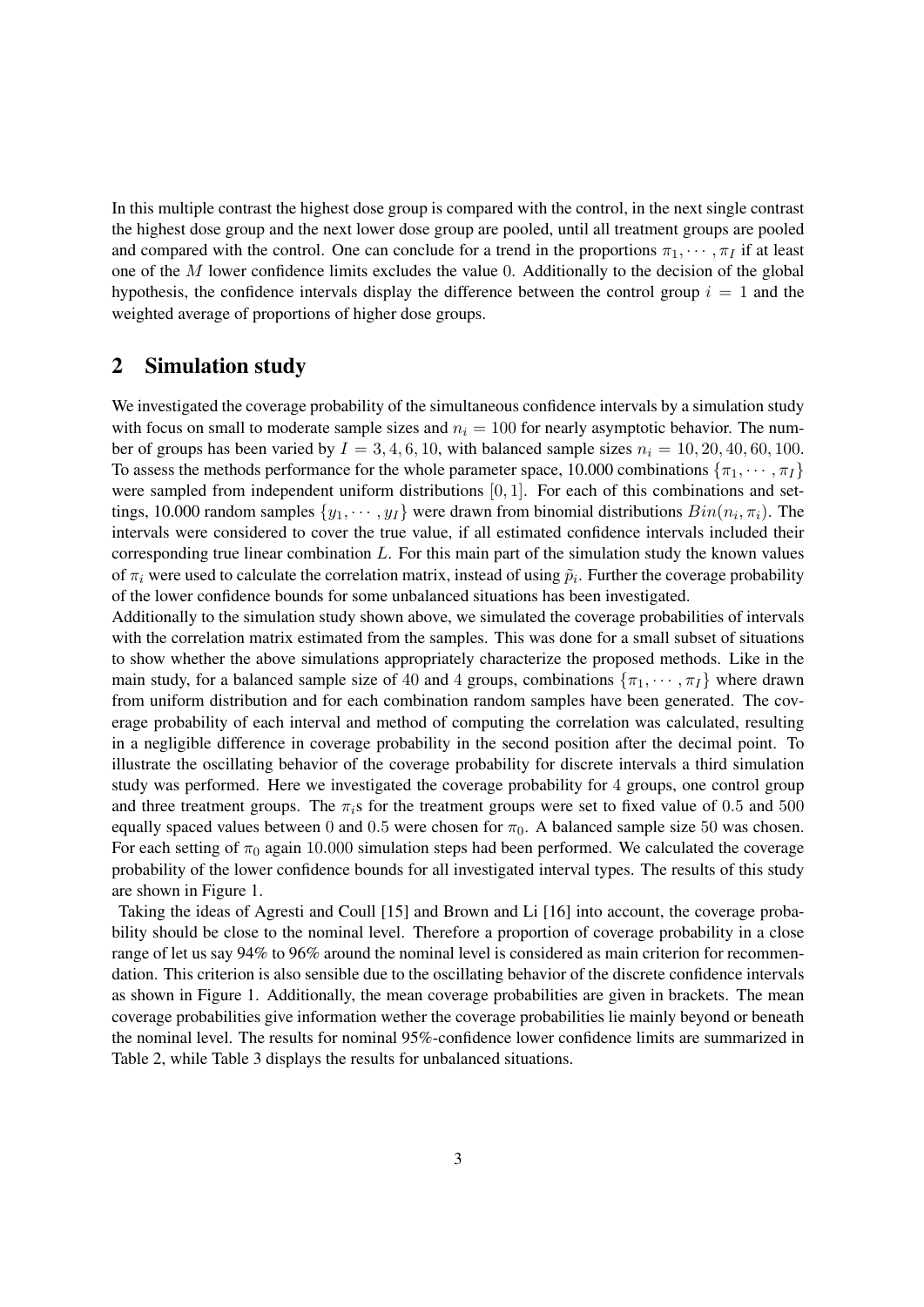In this multiple contrast the highest dose group is compared with the control, in the next single contrast the highest dose group and the next lower dose group are pooled, until all treatment groups are pooled and compared with the control. One can conclude for a trend in the proportions $\pi_1, \cdots, \pi_I$ if at least one of the $M$ lower confidence limits excludes the value 0. Additionally to the decision of the global hypothesis, the confidence intervals display the difference between the control group $i = 1$ and the weighted average of proportions of higher dose groups.

## 2 Simulation study

We investigated the coverage probability of the simultaneous confidence intervals by a simulation study with focus on small to moderate sample sizes and $n_i = 100$ for nearly asymptotic behavior. The number of groups has been varied by $I = 3, 4, 6, 10$, with balanced sample sizes $n_i = 10, 20, 40, 60, 100$. To assess the methods performance for the whole parameter space, 10.000 combinations $\{\pi_1, \cdots, \pi_I\}$ were sampled from independent uniform distributions $[0, 1]$. For each of this combinations and settings, 10.000 random samples $\{y_1, \cdots, y_I\}$ were drawn from binomial distributions $Bin(n_i, \pi_i)$. The intervals were considered to cover the true value, if all estimated confidence intervals included their corresponding true linear combination $L$. For this main part of the simulation study the known values of $\pi_i$ were used to calculate the correlation matrix, instead of using $\tilde{p}_i$. Further the coverage probability of the lower confidence bounds for some unbalanced situations has been investigated.
Additionally to the simulation study shown above, we simulated the coverage probabilities of intervals with the correlation matrix estimated from the samples. This was done for a small subset of situations to show whether the above simulations appropriately characterize the proposed methods. Like in the main study, for a balanced sample size of 40 and 4 groups, combinations $\{\pi_1, \cdots, \pi_I\}$ where drawn from uniform distribution and for each combination random samples have been generated. The coverage probability of each interval and method of computing the correlation was calculated, resulting in a negligible difference in coverage probability in the second position after the decimal point. To illustrate the oscillating behavior of the coverage probability for discrete intervals a third simulation study was performed. Here we investigated the coverage probability for 4 groups, one control group and three treatment groups. The $\pi_i$s for the treatment groups were set to fixed value of 0.5 and 500 equally spaced values between 0 and 0.5 were chosen for $\pi_0$. A balanced sample size 50 was chosen. For each setting of $\pi_0$ again 10.000 simulation steps had been performed. We calculated the coverage probability of the lower confidence bounds for all investigated interval types. The results of this study are shown in Figure 1.
Taking the ideas of Agresti and Coull [15] and Brown and Li [16] into account, the coverage probability should be close to the nominal level. Therefore a proportion of coverage probability in a close range of let us say 94% to 96% around the nominal level is considered as main criterion for recommendation. This criterion is also sensible due to the oscillating behavior of the discrete confidence intervals as shown in Figure 1. Additionally, the mean coverage probabilities are given in brackets. The mean coverage probabilities give information wether the coverage probabilities lie mainly beyond or beneath the nominal level. The results for nominal 95%-confidence lower confidence limits are summarized in Table 2, while Table 3 displays the results for unbalanced situations.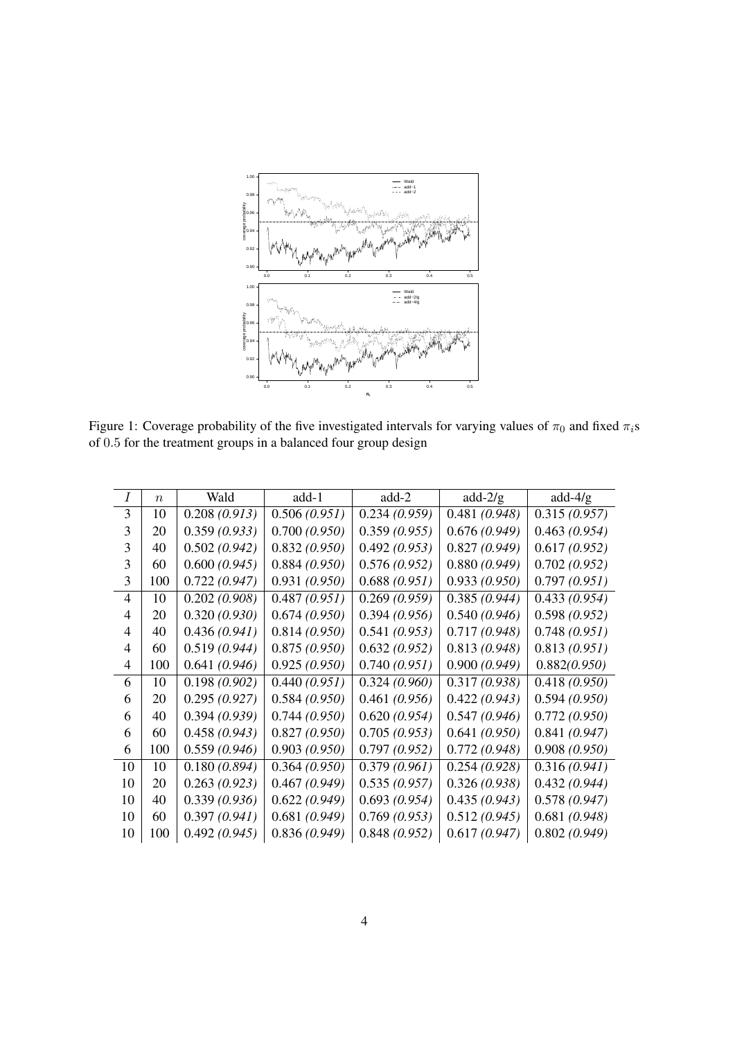Figure 1: Coverage probability of the five investigated intervals for varying values of $\pi_0$ and fixed $\pi_i$s of 0.5 for the treatment groups in a balanced four group design

| $I$ | $n$ | Wald | add-1 | add-2 | add-2/g | add-4/g |
|---|---|---|---|---|---|---|
| 3 | 10 | 0.208 *(0.913)* | 0.506 *(0.951)* | 0.234 *(0.959)* | 0.481 *(0.948)* | 0.315 *(0.957)* |
| 3 | 20 | 0.359 *(0.933)* | 0.700 *(0.950)* | 0.359 *(0.955)* | 0.676 *(0.949)* | 0.463 *(0.954)* |
| 3 | 40 | 0.502 *(0.942)* | 0.832 *(0.950)* | 0.492 *(0.953)* | 0.827 *(0.949)* | 0.617 *(0.952)* |
| 3 | 60 | 0.600 *(0.945)* | 0.884 *(0.950)* | 0.576 *(0.952)* | 0.880 *(0.949)* | 0.702 *(0.952)* |
| 3 | 100 | 0.722 *(0.947)* | 0.931 *(0.950)* | 0.688 *(0.951)* | 0.933 *(0.950)* | 0.797 *(0.951)* |
| 4 | 10 | 0.202 *(0.908)* | 0.487 *(0.951)* | 0.269 *(0.959)* | 0.385 *(0.944)* | 0.433 *(0.954)* |
| 4 | 20 | 0.320 *(0.930)* | 0.674 *(0.950)* | 0.394 *(0.956)* | 0.540 *(0.946)* | 0.598 *(0.952)* |
| 4 | 40 | 0.436 *(0.941)* | 0.814 *(0.950)* | 0.541 *(0.953)* | 0.717 *(0.948)* | 0.748 *(0.951)* |
| 4 | 60 | 0.519 *(0.944)* | 0.875 *(0.950)* | 0.632 *(0.952)* | 0.813 *(0.948)* | 0.813 *(0.951)* |
| 4 | 100 | 0.641 *(0.946)* | 0.925 *(0.950)* | 0.740 *(0.951)* | 0.900 *(0.949)* | 0.882*(0.950)* |
| 6 | 10 | 0.198 *(0.902)* | 0.440 *(0.951)* | 0.324 *(0.960)* | 0.317 *(0.938)* | 0.418 *(0.950)* |
| 6 | 20 | 0.295 *(0.927)* | 0.584 *(0.950)* | 0.461 *(0.956)* | 0.422 *(0.943)* | 0.594 *(0.950)* |
| 6 | 40 | 0.394 *(0.939)* | 0.744 *(0.950)* | 0.620 *(0.954)* | 0.547 *(0.946)* | 0.772 *(0.950)* |
| 6 | 60 | 0.458 *(0.943)* | 0.827 *(0.950)* | 0.705 *(0.953)* | 0.641 *(0.950)* | 0.841 *(0.947)* |
| 6 | 100 | 0.559 *(0.946)* | 0.903 *(0.950)* | 0.797 *(0.952)* | 0.772 *(0.948)* | 0.908 *(0.950)* |
| 10 | 10 | 0.180 *(0.894)* | 0.364 *(0.950)* | 0.379 *(0.961)* | 0.254 *(0.928)* | 0.316 *(0.941)* |
| 10 | 20 | 0.263 *(0.923)* | 0.467 *(0.949)* | 0.535 *(0.957)* | 0.326 *(0.938)* | 0.432 *(0.944)* |
| 10 | 40 | 0.339 *(0.936)* | 0.622 *(0.949)* | 0.693 *(0.954)* | 0.435 *(0.943)* | 0.578 *(0.947)* |
| 10 | 60 | 0.397 *(0.941)* | 0.681 *(0.949)* | 0.769 *(0.953)* | 0.512 *(0.945)* | 0.681 *(0.948)* |
| 10 | 100 | 0.492 *(0.945)* | 0.836 *(0.949)* | 0.848 *(0.952)* | 0.617 *(0.947)* | 0.802 *(0.949)* |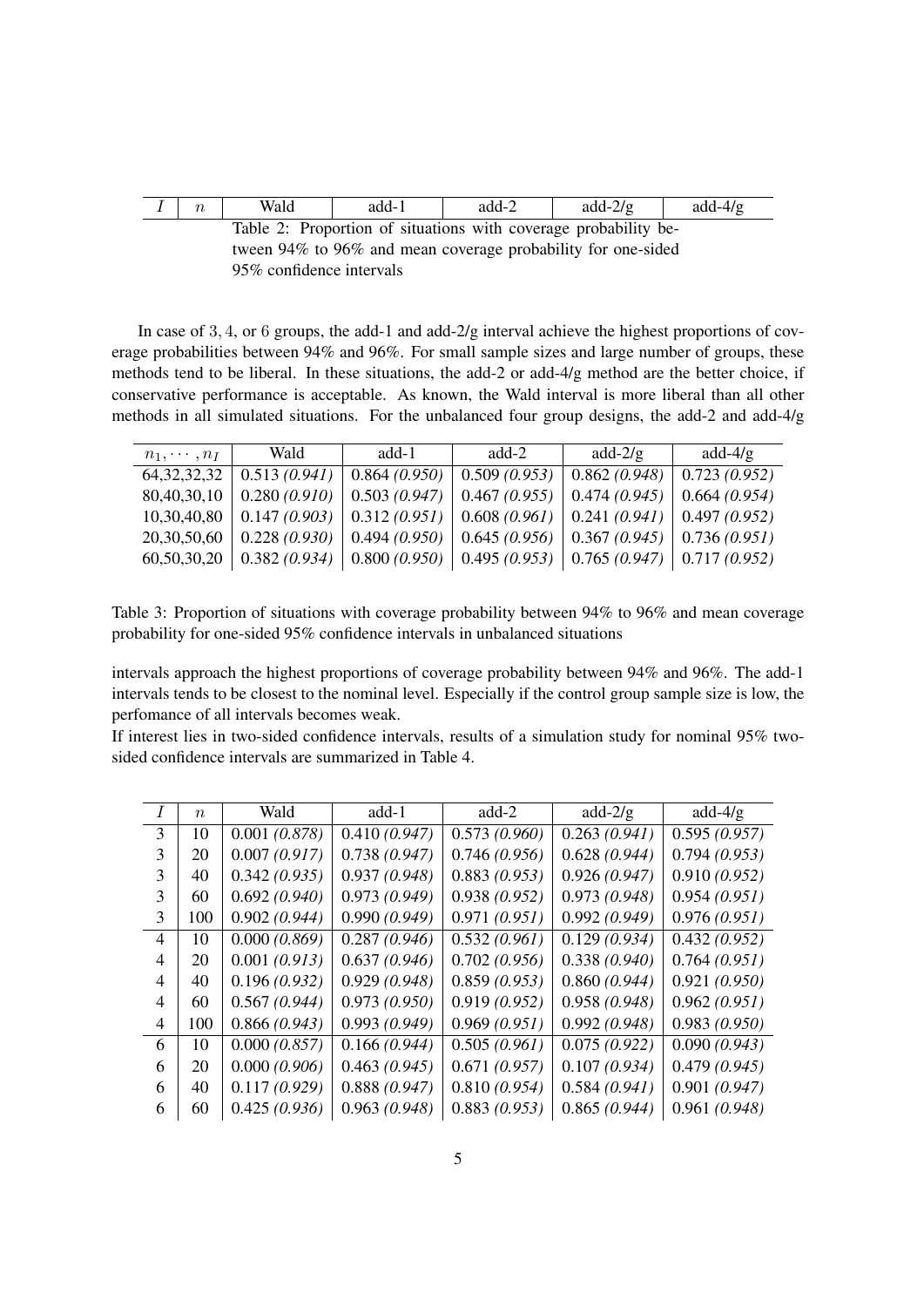| $I$ | $n$ | Wald | add-1 | add-2 | add-2/g | add-4/g |
|---|---|---|---|---|---|---|

Table 2: Proportion of situations with coverage probability between 94% to 96% and mean coverage probability for one-sided 95% confidence intervals

In case of 3, 4, or 6 groups, the add-1 and add-2/g interval achieve the highest proportions of coverage probabilities between 94% and 96%. For small sample sizes and large number of groups, these methods tend to be liberal. In these situations, the add-2 or add-4/g method are the better choice, if conservative performance is acceptable. As known, the Wald interval is more liberal than all other methods in all simulated situations. For the unbalanced four group designs, the add-2 and add-4/g intervals approach the highest proportions of coverage probability between 94% and 96%. The add-1 intervals tends to be closest to the nominal level. Especially if the control group sample size is low, the perfomance of all intervals becomes weak.

| $n_1, \cdots, n_I$ | Wald | add-1 | add-2 | add-2/g | add-4/g |
|---|---|---|---|---|---|
| 64,32,32,32 | 0.513 *(0.941)* | 0.864 *(0.950)* | 0.509 *(0.953)* | 0.862 *(0.948)* | 0.723 *(0.952)* |
| 80,40,30,10 | 0.280 *(0.910)* | 0.503 *(0.947)* | 0.467 *(0.955)* | 0.474 *(0.945)* | 0.664 *(0.954)* |
| 10,30,40,80 | 0.147 *(0.903)* | 0.312 *(0.951)* | 0.608 *(0.961)* | 0.241 *(0.941)* | 0.497 *(0.952)* |
| 20,30,50,60 | 0.228 *(0.930)* | 0.494 *(0.950)* | 0.645 *(0.956)* | 0.367 *(0.945)* | 0.736 *(0.951)* |
| 60,50,30,20 | 0.382 *(0.934)* | 0.800 *(0.950)* | 0.495 *(0.953)* | 0.765 *(0.947)* | 0.717 *(0.952)* |

Table 3: Proportion of situations with coverage probability between 94% to 96% and mean coverage probability for one-sided 95% confidence intervals in unbalanced situations

If interest lies in two-sided confidence intervals, results of a simulation study for nominal 95% two-sided confidence intervals are summarized in Table 4.

| $I$ | $n$ | Wald | add-1 | add-2 | add-2/g | add-4/g |
|---|---|---|---|---|---|---|
| 3 | 10 | 0.001 *(0.878)* | 0.410 *(0.947)* | 0.573 *(0.960)* | 0.263 *(0.941)* | 0.595 *(0.957)* |
| 3 | 20 | 0.007 *(0.917)* | 0.738 *(0.947)* | 0.746 *(0.956)* | 0.628 *(0.944)* | 0.794 *(0.953)* |
| 3 | 40 | 0.342 *(0.935)* | 0.937 *(0.948)* | 0.883 *(0.953)* | 0.926 *(0.947)* | 0.910 *(0.952)* |
| 3 | 60 | 0.692 *(0.940)* | 0.973 *(0.949)* | 0.938 *(0.952)* | 0.973 *(0.948)* | 0.954 *(0.951)* |
| 3 | 100 | 0.902 *(0.944)* | 0.990 *(0.949)* | 0.971 *(0.951)* | 0.992 *(0.949)* | 0.976 *(0.951)* |
| 4 | 10 | 0.000 *(0.869)* | 0.287 *(0.946)* | 0.532 *(0.961)* | 0.129 *(0.934)* | 0.432 *(0.952)* |
| 4 | 20 | 0.001 *(0.913)* | 0.637 *(0.946)* | 0.702 *(0.956)* | 0.338 *(0.940)* | 0.764 *(0.951)* |
| 4 | 40 | 0.196 *(0.932)* | 0.929 *(0.948)* | 0.859 *(0.953)* | 0.860 *(0.944)* | 0.921 *(0.950)* |
| 4 | 60 | 0.567 *(0.944)* | 0.973 *(0.950)* | 0.919 *(0.952)* | 0.958 *(0.948)* | 0.962 *(0.951)* |
| 4 | 100 | 0.866 *(0.943)* | 0.993 *(0.949)* | 0.969 *(0.951)* | 0.992 *(0.948)* | 0.983 *(0.950)* |
| 6 | 10 | 0.000 *(0.857)* | 0.166 *(0.944)* | 0.505 *(0.961)* | 0.075 *(0.922)* | 0.090 *(0.943)* |
| 6 | 20 | 0.000 *(0.906)* | 0.463 *(0.945)* | 0.671 *(0.957)* | 0.107 *(0.934)* | 0.479 *(0.945)* |
| 6 | 40 | 0.117 *(0.929)* | 0.888 *(0.947)* | 0.810 *(0.954)* | 0.584 *(0.941)* | 0.901 *(0.947)* |
| 6 | 60 | 0.425 *(0.936)* | 0.963 *(0.948)* | 0.883 *(0.953)* | 0.865 *(0.944)* | 0.961 *(0.948)* |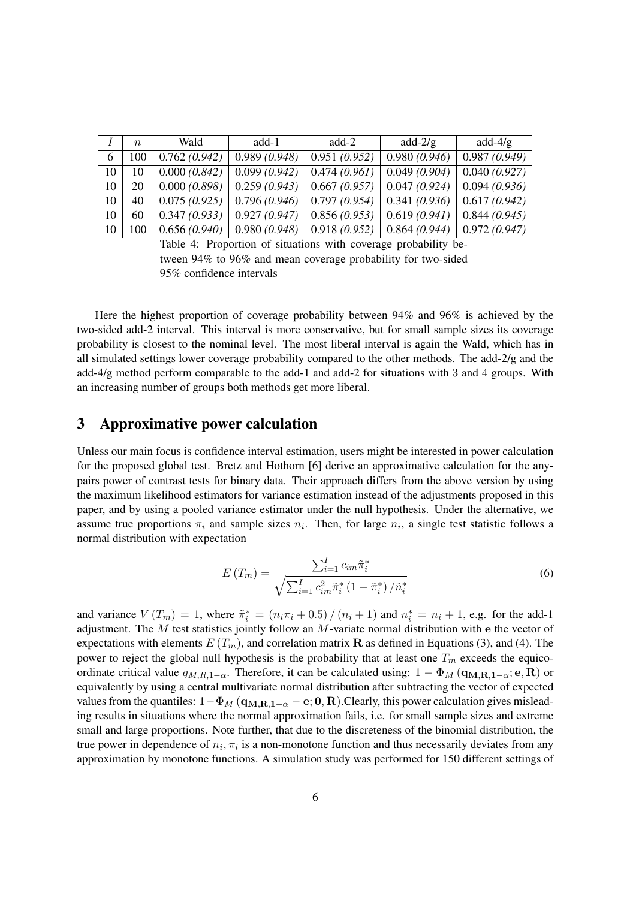| $I$ | $n$ | Wald | add-1 | add-2 | add-2/g | add-4/g |
|---|---|---|---|---|---|---|
| 6 | 100 | 0.762 *(0.942)* | 0.989 *(0.948)* | 0.951 *(0.952)* | 0.980 *(0.946)* | 0.987 *(0.949)* |
| 10 | 10 | 0.000 *(0.842)* | 0.099 *(0.942)* | 0.474 *(0.961)* | 0.049 *(0.904)* | 0.040 *(0.927)* |
| 10 | 20 | 0.000 *(0.898)* | 0.259 *(0.943)* | 0.667 *(0.957)* | 0.047 *(0.924)* | 0.094 *(0.936)* |
| 10 | 40 | 0.075 *(0.925)* | 0.796 *(0.946)* | 0.797 *(0.954)* | 0.341 *(0.936)* | 0.617 *(0.942)* |
| 10 | 60 | 0.347 *(0.933)* | 0.927 *(0.947)* | 0.856 *(0.953)* | 0.619 *(0.941)* | 0.844 *(0.945)* |
| 10 | 100 | 0.656 *(0.940)* | 0.980 *(0.948)* | 0.918 *(0.952)* | 0.864 *(0.944)* | 0.972 *(0.947)* |

Table 4: Proportion of situations with coverage probability between 94% to 96% and mean coverage probability for two-sided 95% confidence intervals

Here the highest proportion of coverage probability between 94% and 96% is achieved by the two-sided add-2 interval. This interval is more conservative, but for small sample sizes its coverage probability is closest to the nominal level. The most liberal interval is again the Wald, which has in all simulated settings lower coverage probability compared to the other methods. The add-2/g and the add-4/g method perform comparable to the add-1 and add-2 for situations with 3 and 4 groups. With an increasing number of groups both methods get more liberal.

## 3 Approximative power calculation

Unless our main focus is confidence interval estimation, users might be interested in power calculation for the proposed global test. Bretz and Hothorn [6] derive an approximative calculation for the any-pairs power of contrast tests for binary data. Their approach differs from the above version by using the maximum likelihood estimators for variance estimation instead of the adjustments proposed in this paper, and by using a pooled variance estimator under the null hypothesis. Under the alternative, we assume true proportions $\pi_i$ and sample sizes $n_i$. Then, for large $n_i$, a single test statistic follows a normal distribution with expectation

$$E\left(T_m\right) = \frac{\sum_{i=1}^{I} c_{im} \tilde{\pi}_i^*}{\sqrt{\sum_{i=1}^{I} c_{im}^2 \tilde{\pi}_i^* \left(1 - \tilde{\pi}_i^*\right) / \tilde{n}_i^*}} \tag{6}$$

and variance $V\left(T_m\right) = 1$, where $\tilde{\pi}_i^* = \left(n_i \pi_i + 0.5\right) / \left(n_i + 1\right)$ and $n_i^* = n_i + 1$, e.g. for the add-1 adjustment. The $M$ test statistics jointly follow an $M$-variate normal distribution with $\mathbf{e}$ the vector of expectations with elements $E\left(T_m\right)$, and correlation matrix $\mathbf{R}$ as defined in Equations (3), and (4). The power to reject the global null hypothesis is the probability that at least one $T_m$ exceeds the equicoordinate critical value $q_{M,R,1-\alpha}$. Therefore, it can be calculated using: $1 - \Phi_M\left(\mathbf{q_{M,R,1-\alpha}}; \mathbf{e}, \mathbf{R}\right)$ or equivalently by using a central multivariate normal distribution after subtracting the vector of expected values from the quantiles: $1 - \Phi_M\left(\mathbf{q_{M,R,1-\alpha}} - \mathbf{e}; \mathbf{0}, \mathbf{R}\right)$.Clearly, this power calculation gives misleading results in situations where the normal approximation fails, i.e. for small sample sizes and extreme small and large proportions. Note further, that due to the discreteness of the binomial distribution, the true power in dependence of $n_i, \pi_i$ is a non-monotone function and thus necessarily deviates from any approximation by monotone functions. A simulation study was performed for 150 different settings of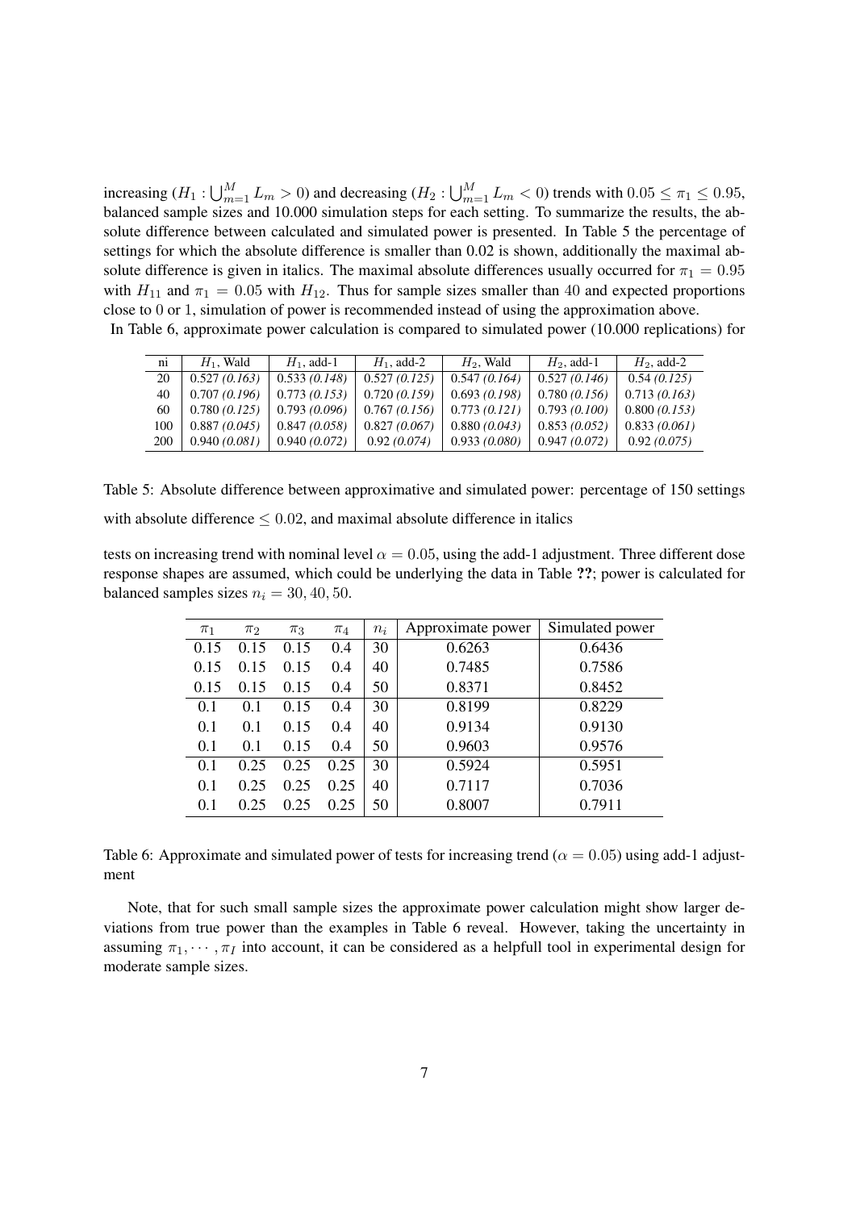increasing ($H_1 : \bigcup_{m=1}^{M} L_m > 0$) and decreasing ($H_2 : \bigcup_{m=1}^{M} L_m < 0$) trends with $0.05 \leq \pi_1 \leq 0.95$, balanced sample sizes and 10.000 simulation steps for each setting. To summarize the results, the absolute difference between calculated and simulated power is presented. In Table 5 the percentage of settings for which the absolute difference is smaller than 0.02 is shown, additionally the maximal absolute difference is given in italics. The maximal absolute differences usually occurred for $\pi_1 = 0.95$ with $H_{11}$ and $\pi_1 = 0.05$ with $H_{12}$. Thus for sample sizes smaller than 40 and expected proportions close to 0 or 1, simulation of power is recommended instead of using the approximation above.

In Table 6, approximate power calculation is compared to simulated power (10.000 replications) for

| ni | $H_1$, Wald | $H_1$, add-1 | $H_1$, add-2 | $H_2$, Wald | $H_2$, add-1 | $H_2$, add-2 |
|---|---|---|---|---|---|---|
| 20 | 0.527 *(0.163)* | 0.533 *(0.148)* | 0.527 *(0.125)* | 0.547 *(0.164)* | 0.527 *(0.146)* | 0.54 *(0.125)* |
| 40 | 0.707 *(0.196)* | 0.773 *(0.153)* | 0.720 *(0.159)* | 0.693 *(0.198)* | 0.780 *(0.156)* | 0.713 *(0.163)* |
| 60 | 0.780 *(0.125)* | 0.793 *(0.096)* | 0.767 *(0.156)* | 0.773 *(0.121)* | 0.793 *(0.100)* | 0.800 *(0.153)* |
| 100 | 0.887 *(0.045)* | 0.847 *(0.058)* | 0.827 *(0.067)* | 0.880 *(0.043)* | 0.853 *(0.052)* | 0.833 *(0.061)* |
| 200 | 0.940 *(0.081)* | 0.940 *(0.072)* | 0.92 *(0.074)* | 0.933 *(0.080)* | 0.947 *(0.072)* | 0.92 *(0.075)* |

Table 5: Absolute difference between approximative and simulated power: percentage of 150 settings with absolute difference $\leq 0.02$, and maximal absolute difference in italics

tests on increasing trend with nominal level $\alpha = 0.05$, using the add-1 adjustment. Three different dose response shapes are assumed, which could be underlying the data in Table ??; power is calculated for balanced samples sizes $n_i = 30, 40, 50$.

| $\pi_1$ | $\pi_2$ | $\pi_3$ | $\pi_4$ | $n_i$ | Approximate power | Simulated power |
|---|---|---|---|---|---|---|
| 0.15 | 0.15 | 0.15 | 0.4 | 30 | 0.6263 | 0.6436 |
| 0.15 | 0.15 | 0.15 | 0.4 | 40 | 0.7485 | 0.7586 |
| 0.15 | 0.15 | 0.15 | 0.4 | 50 | 0.8371 | 0.8452 |
| 0.1 | 0.1 | 0.15 | 0.4 | 30 | 0.8199 | 0.8229 |
| 0.1 | 0.1 | 0.15 | 0.4 | 40 | 0.9134 | 0.9130 |
| 0.1 | 0.1 | 0.15 | 0.4 | 50 | 0.9603 | 0.9576 |
| 0.1 | 0.25 | 0.25 | 0.25 | 30 | 0.5924 | 0.5951 |
| 0.1 | 0.25 | 0.25 | 0.25 | 40 | 0.7117 | 0.7036 |
| 0.1 | 0.25 | 0.25 | 0.25 | 50 | 0.8007 | 0.7911 |

Table 6: Approximate and simulated power of tests for increasing trend ($\alpha = 0.05$) using add-1 adjustment

Note, that for such small sample sizes the approximate power calculation might show larger deviations from true power than the examples in Table 6 reveal. However, taking the uncertainty in assuming $\pi_1, \cdots, \pi_I$ into account, it can be considered as a helpfull tool in experimental design for moderate sample sizes.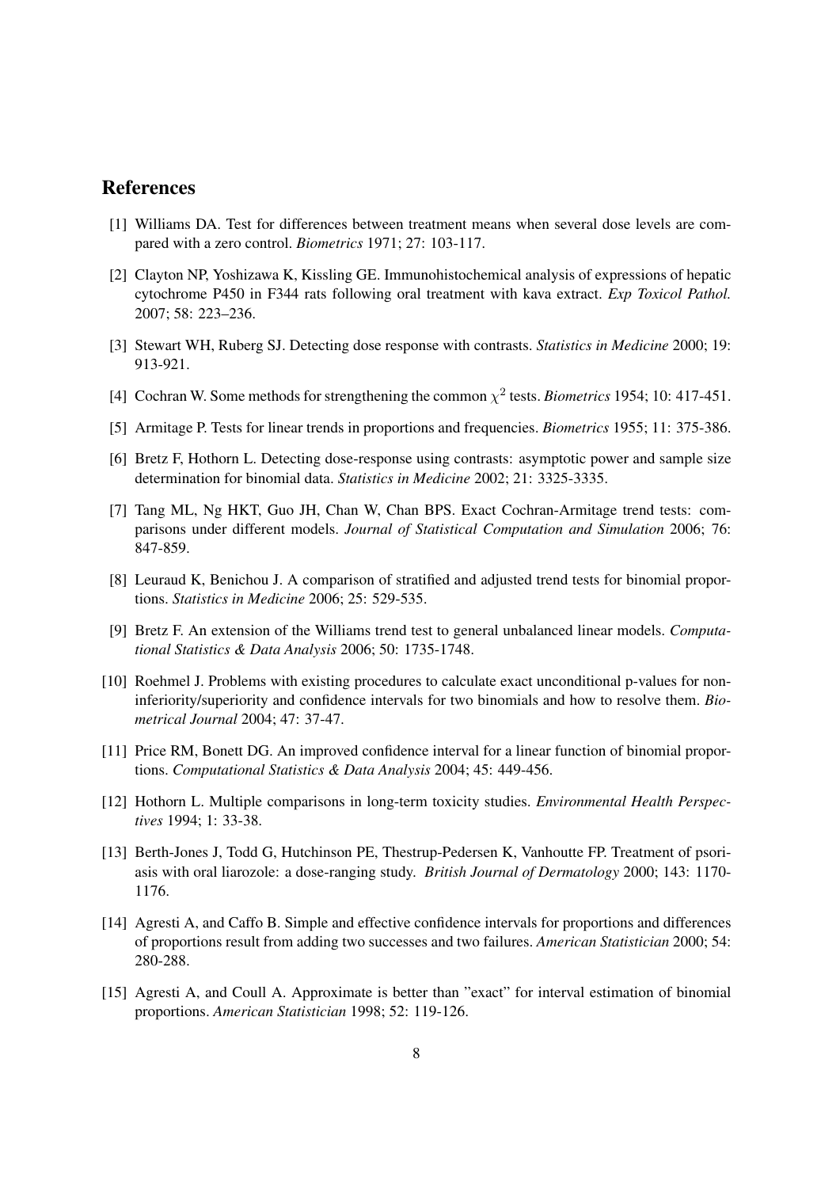## References

[1] Williams DA. Test for differences between treatment means when several dose levels are compared with a zero control. *Biometrics* 1971; 27: 103-117.

[2] Clayton NP, Yoshizawa K, Kissling GE. Immunohistochemical analysis of expressions of hepatic cytochrome P450 in F344 rats following oral treatment with kava extract. *Exp Toxicol Pathol.* 2007; 58: 223–236.

[3] Stewart WH, Ruberg SJ. Detecting dose response with contrasts. *Statistics in Medicine* 2000; 19: 913-921.

[4] Cochran W. Some methods for strengthening the common $\chi^2$ tests. *Biometrics* 1954; 10: 417-451.

[5] Armitage P. Tests for linear trends in proportions and frequencies. *Biometrics* 1955; 11: 375-386.

[6] Bretz F, Hothorn L. Detecting dose-response using contrasts: asymptotic power and sample size determination for binomial data. *Statistics in Medicine* 2002; 21: 3325-3335.

[7] Tang ML, Ng HKT, Guo JH, Chan W, Chan BPS. Exact Cochran-Armitage trend tests: comparisons under different models. *Journal of Statistical Computation and Simulation* 2006; 76: 847-859.

[8] Leuraud K, Benichou J. A comparison of stratified and adjusted trend tests for binomial proportions. *Statistics in Medicine* 2006; 25: 529-535.

[9] Bretz F. An extension of the Williams trend test to general unbalanced linear models. *Computational Statistics & Data Analysis* 2006; 50: 1735-1748.

[10] Roehmel J. Problems with existing procedures to calculate exact unconditional p-values for non-inferiority/superiority and confidence intervals for two binomials and how to resolve them. *Biometrical Journal* 2004; 47: 37-47.

[11] Price RM, Bonett DG. An improved confidence interval for a linear function of binomial proportions. *Computational Statistics & Data Analysis* 2004; 45: 449-456.

[12] Hothorn L. Multiple comparisons in long-term toxicity studies. *Environmental Health Perspectives* 1994; 1: 33-38.

[13] Berth-Jones J, Todd G, Hutchinson PE, Thestrup-Pedersen K, Vanhoutte FP. Treatment of psoriasis with oral liarozole: a dose-ranging study. *British Journal of Dermatology* 2000; 143: 1170-1176.

[14] Agresti A, and Caffo B. Simple and effective confidence intervals for proportions and differences of proportions result from adding two successes and two failures. *American Statistician* 2000; 54: 280-288.

[15] Agresti A, and Coull A. Approximate is better than "exact" for interval estimation of binomial proportions. *American Statistician* 1998; 52: 119-126.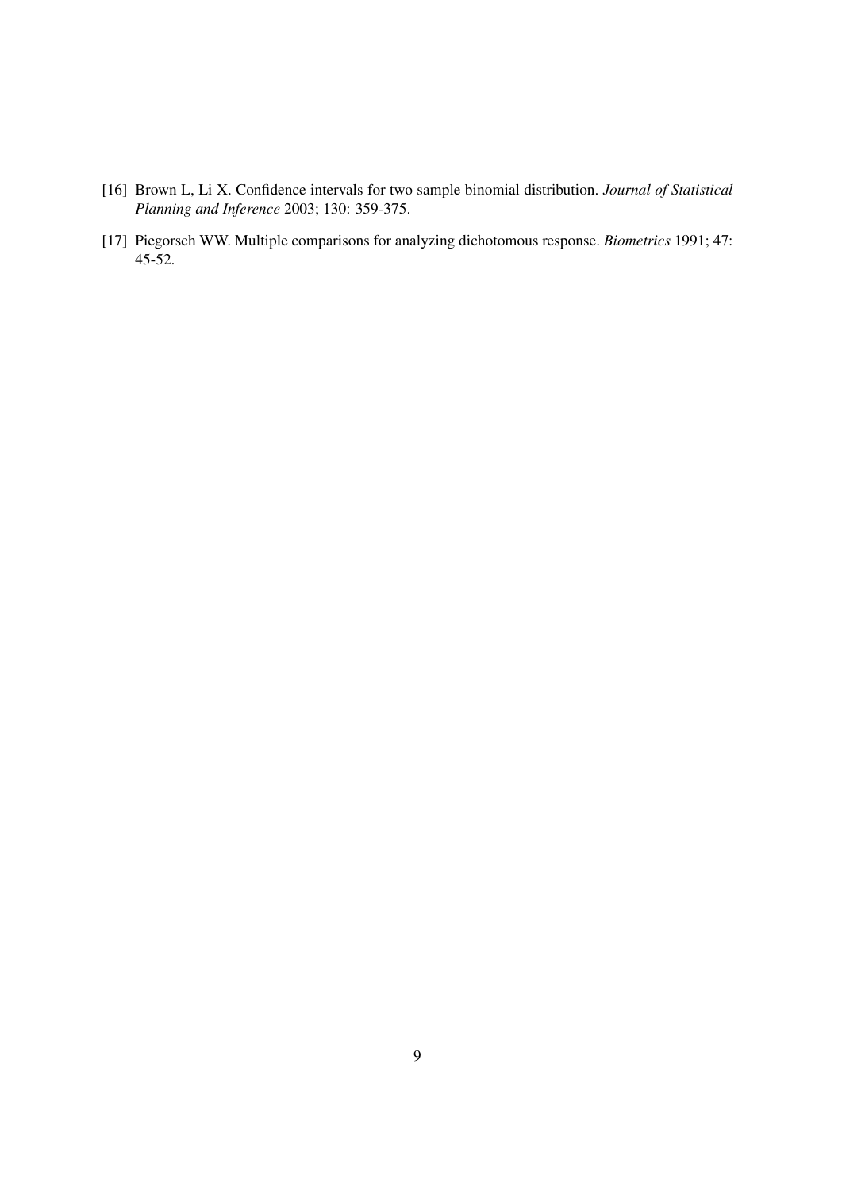[16] Brown L, Li X. Confidence intervals for two sample binomial distribution. *Journal of Statistical Planning and Inference* 2003; 130: 359-375.

[17] Piegorsch WW. Multiple comparisons for analyzing dichotomous response. *Biometrics* 1991; 47: 45-52.